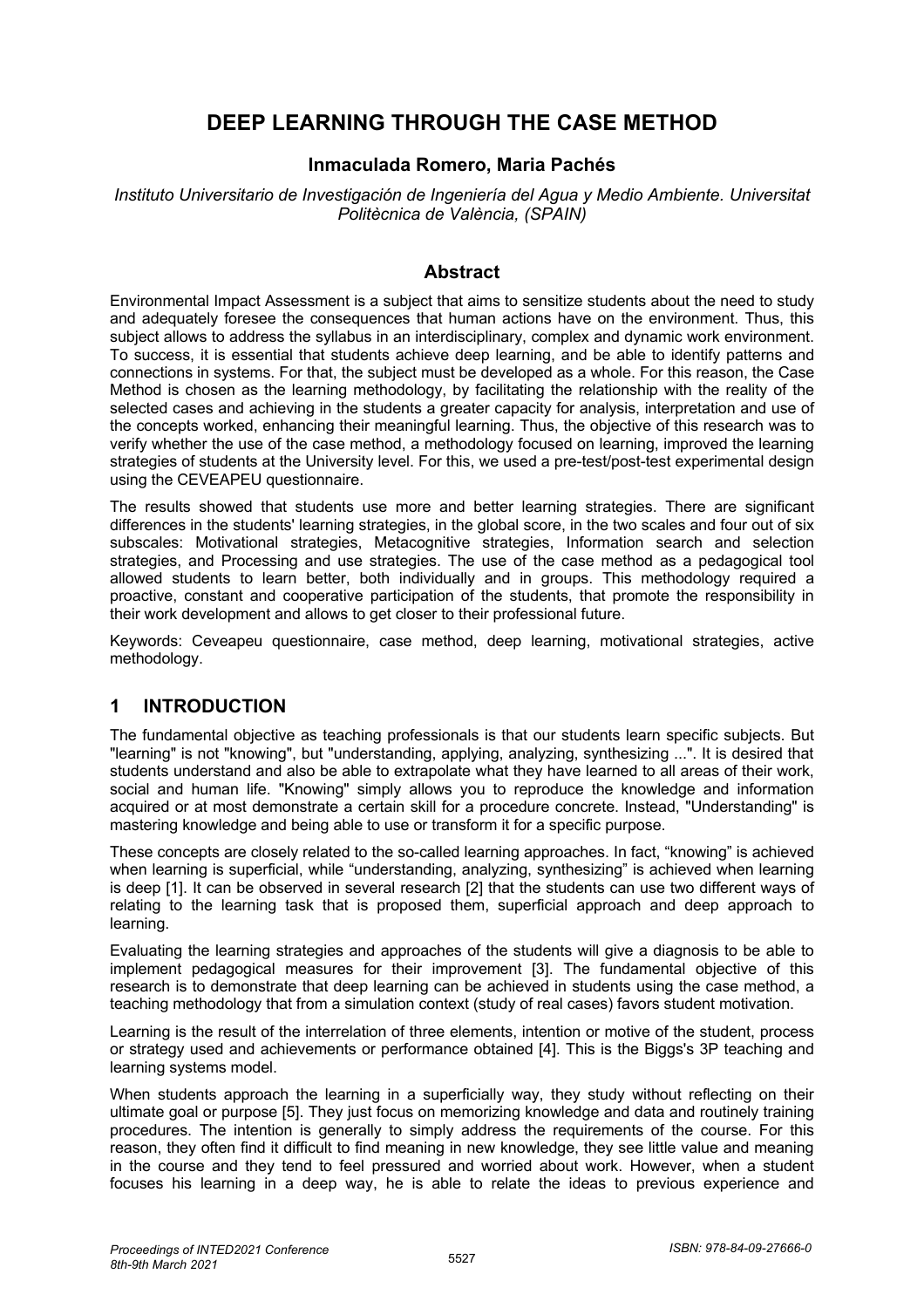# DEEP LEARNING THROUGH THE CASE METHOD

**Inmaculada Romero, Maria Pachés**

*Instituto Universitario de Investigación de Ingeniería del Agua y Medio Ambiente. Universitat Politècnica de València, (SPAIN)*

## Abstract

Environmental Impact Assessment is a subject that aims to sensitize students about the need to study and adequately foresee the consequences that human actions have on the environment. Thus, this subject allows to address the syllabus in an interdisciplinary, complex and dynamic work environment. To success, it is essential that students achieve deep learning, and be able to identify patterns and connections in systems. For that, the subject must be developed as a whole. For this reason, the Case Method is chosen as the learning methodology, by facilitating the relationship with the reality of the selected cases and achieving in the students a greater capacity for analysis, interpretation and use of the concepts worked, enhancing their meaningful learning. Thus, the objective of this research was to verify whether the use of the case method, a methodology focused on learning, improved the learning strategies of students at the University level. For this, we used a pre-test/post-test experimental design using the CEVEAPEU questionnaire.

The results showed that students use more and better learning strategies. There are significant differences in the students' learning strategies, in the global score, in the two scales and four out of six subscales: Motivational strategies, Metacognitive strategies, Information search and selection strategies, and Processing and use strategies. The use of the case method as a pedagogical tool allowed students to learn better, both individually and in groups. This methodology required a proactive, constant and cooperative participation of the students, that promote the responsibility in their work development and allows to get closer to their professional future.

Keywords: Ceveapeu questionnaire, case method, deep learning, motivational strategies, active methodology.

## 1 INTRODUCTION

The fundamental objective as teaching professionals is that our students learn specific subjects. But "learning" is not "knowing", but "understanding, applying, analyzing, synthesizing ...". It is desired that students understand and also be able to extrapolate what they have learned to all areas of their work, social and human life. "Knowing" simply allows you to reproduce the knowledge and information acquired or at most demonstrate a certain skill for a procedure concrete. Instead, "Understanding" is mastering knowledge and being able to use or transform it for a specific purpose.

These concepts are closely related to the so-called learning approaches. In fact, "knowing" is achieved when learning is superficial, while "understanding, analyzing, synthesizing" is achieved when learning is deep [1]. It can be observed in several research [2] that the students can use two different ways of relating to the learning task that is proposed them, superficial approach and deep approach to learning.

Evaluating the learning strategies and approaches of the students will give a diagnosis to be able to implement pedagogical measures for their improvement [3]. The fundamental objective of this research is to demonstrate that deep learning can be achieved in students using the case method, a teaching methodology that from a simulation context (study of real cases) favors student motivation.

Learning is the result of the interrelation of three elements, intention or motive of the student, process or strategy used and achievements or performance obtained [4]. This is the Biggs's 3P teaching and learning systems model.

When students approach the learning in a superficially way, they study without reflecting on their ultimate goal or purpose [5]. They just focus on memorizing knowledge and data and routinely training procedures. The intention is generally to simply address the requirements of the course. For this reason, they often find it difficult to find meaning in new knowledge, they see little value and meaning in the course and they tend to feel pressured and worried about work. However, when a student focuses his learning in a deep way, he is able to relate the ideas to previous experience and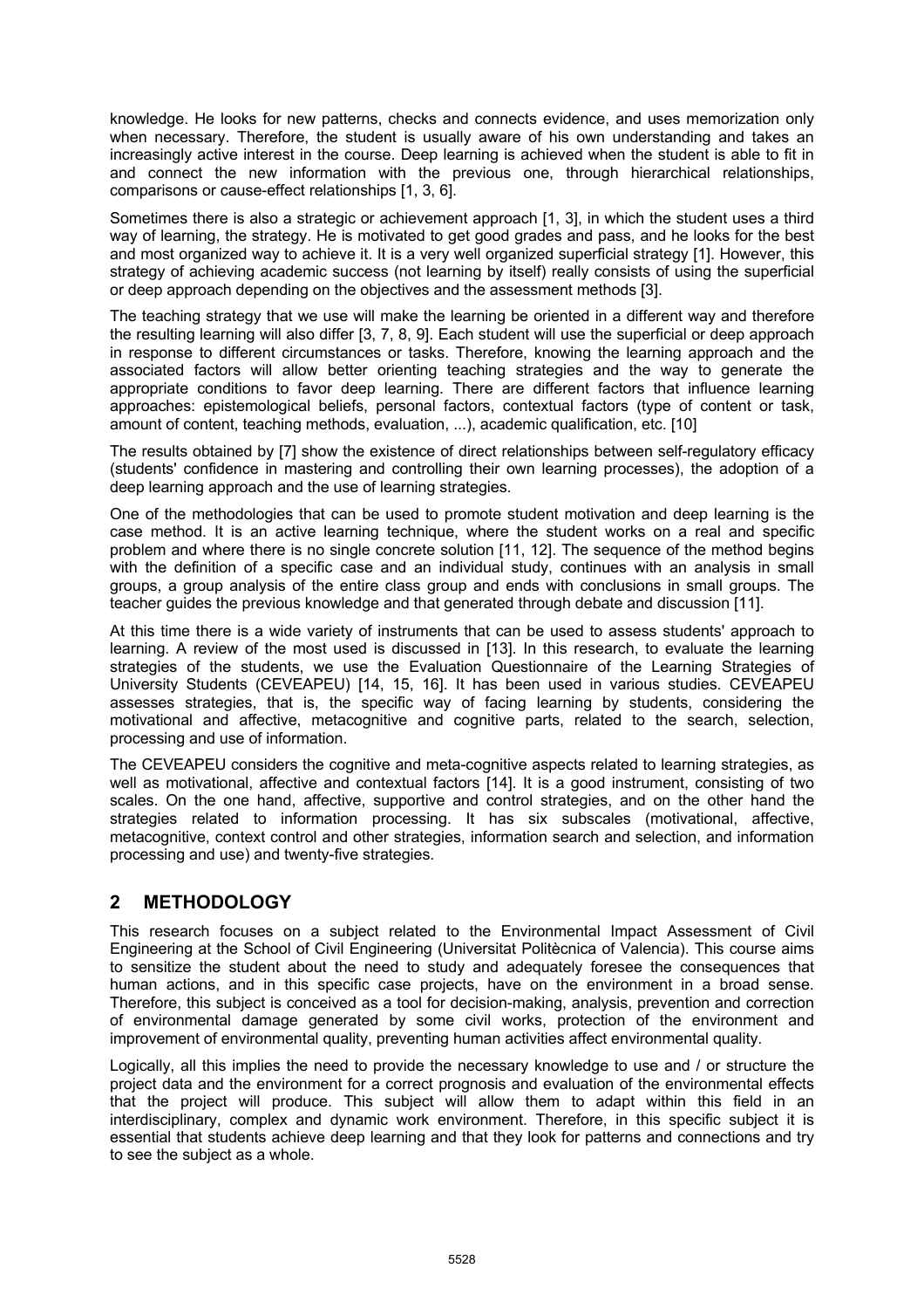knowledge. He looks for new patterns, checks and connects evidence, and uses memorization only when necessary. Therefore, the student is usually aware of his own understanding and takes an increasingly active interest in the course. Deep learning is achieved when the student is able to fit in and connect the new information with the previous one, through hierarchical relationships, comparisons or cause-effect relationships [1, 3, 6].

Sometimes there is also a strategic or achievement approach [1, 3], in which the student uses a third way of learning, the strategy. He is motivated to get good grades and pass, and he looks for the best and most organized way to achieve it. It is a very well organized superficial strategy [1]. However, this strategy of achieving academic success (not learning by itself) really consists of using the superficial or deep approach depending on the objectives and the assessment methods [3].

The teaching strategy that we use will make the learning be oriented in a different way and therefore the resulting learning will also differ [3, 7, 8, 9]. Each student will use the superficial or deep approach in response to different circumstances or tasks. Therefore, knowing the learning approach and the associated factors will allow better orienting teaching strategies and the way to generate the appropriate conditions to favor deep learning. There are different factors that influence learning approaches: epistemological beliefs, personal factors, contextual factors (type of content or task, amount of content, teaching methods, evaluation, ...), academic qualification, etc. [10]

The results obtained by [7] show the existence of direct relationships between self-regulatory efficacy (students' confidence in mastering and controlling their own learning processes), the adoption of a deep learning approach and the use of learning strategies.

One of the methodologies that can be used to promote student motivation and deep learning is the case method. It is an active learning technique, where the student works on a real and specific problem and where there is no single concrete solution [11, 12]. The sequence of the method begins with the definition of a specific case and an individual study, continues with an analysis in small groups, a group analysis of the entire class group and ends with conclusions in small groups. The teacher guides the previous knowledge and that generated through debate and discussion [11].

At this time there is a wide variety of instruments that can be used to assess students' approach to learning. A review of the most used is discussed in [13]. In this research, to evaluate the learning strategies of the students, we use the Evaluation Questionnaire of the Learning Strategies of University Students (CEVEAPEU) [14, 15, 16]. It has been used in various studies. CEVEAPEU assesses strategies, that is, the specific way of facing learning by students, considering the motivational and affective, metacognitive and cognitive parts, related to the search, selection, processing and use of information.

The CEVEAPEU considers the cognitive and meta-cognitive aspects related to learning strategies, as well as motivational, affective and contextual factors [14]. It is a good instrument, consisting of two scales. On the one hand, affective, supportive and control strategies, and on the other hand the strategies related to information processing. It has six subscales (motivational, affective, metacognitive, context control and other strategies, information search and selection, and information processing and use) and twenty-five strategies.

## 2 METHODOLOGY

This research focuses on a subject related to the Environmental Impact Assessment of Civil Engineering at the School of Civil Engineering (Universitat Politècnica of Valencia). This course aims to sensitize the student about the need to study and adequately foresee the consequences that human actions, and in this specific case projects, have on the environment in a broad sense. Therefore, this subject is conceived as a tool for decision-making, analysis, prevention and correction of environmental damage generated by some civil works, protection of the environment and improvement of environmental quality, preventing human activities affect environmental quality.

Logically, all this implies the need to provide the necessary knowledge to use and / or structure the project data and the environment for a correct prognosis and evaluation of the environmental effects that the project will produce. This subject will allow them to adapt within this field in an interdisciplinary, complex and dynamic work environment. Therefore, in this specific subject it is essential that students achieve deep learning and that they look for patterns and connections and try to see the subject as a whole.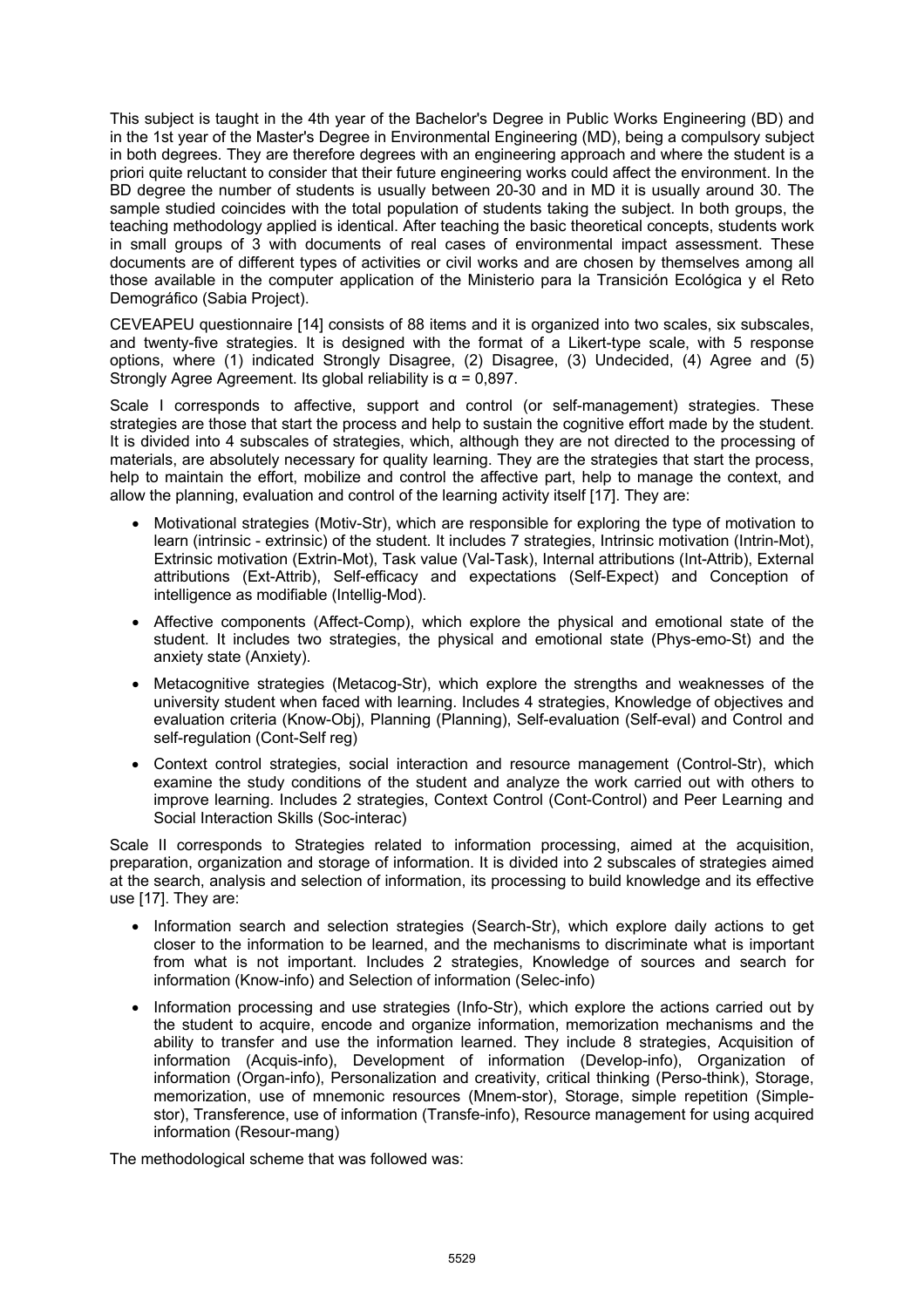This subject is taught in the 4th year of the Bachelor's Degree in Public Works Engineering (BD) and in the 1st year of the Master's Degree in Environmental Engineering (MD), being a compulsory subject in both degrees. They are therefore degrees with an engineering approach and where the student is a priori quite reluctant to consider that their future engineering works could affect the environment. In the BD degree the number of students is usually between 20-30 and in MD it is usually around 30. The sample studied coincides with the total population of students taking the subject. In both groups, the teaching methodology applied is identical. After teaching the basic theoretical concepts, students work in small groups of 3 with documents of real cases of environmental impact assessment. These documents are of different types of activities or civil works and are chosen by themselves among all those available in the computer application of the Ministerio para la Transición Ecológica y el Reto Demográfico (Sabia Project).

CEVEAPEU questionnaire [14] consists of 88 items and it is organized into two scales, six subscales, and twenty-five strategies. It is designed with the format of a Likert-type scale, with 5 response options, where (1) indicated Strongly Disagree, (2) Disagree, (3) Undecided, (4) Agree and (5) Strongly Agree Agreement. Its global reliability is α = 0,897.

Scale I corresponds to affective, support and control (or self-management) strategies. These strategies are those that start the process and help to sustain the cognitive effort made by the student. It is divided into 4 subscales of strategies, which, although they are not directed to the processing of materials, are absolutely necessary for quality learning. They are the strategies that start the process, help to maintain the effort, mobilize and control the affective part, help to manage the context, and allow the planning, evaluation and control of the learning activity itself [17]. They are:

- Motivational strategies (Motiv-Str), which are responsible for exploring the type of motivation to learn (intrinsic - extrinsic) of the student. It includes 7 strategies, Intrinsic motivation (Intrin-Mot), Extrinsic motivation (Extrin-Mot), Task value (Val-Task), Internal attributions (Int-Attrib), External attributions (Ext-Attrib), Self-efficacy and expectations (Self-Expect) and Conception of intelligence as modifiable (Intellig-Mod).
- Affective components (Affect-Comp), which explore the physical and emotional state of the student. It includes two strategies, the physical and emotional state (Phys-emo-St) and the anxiety state (Anxiety).
- Metacognitive strategies (Metacog-Str), which explore the strengths and weaknesses of the university student when faced with learning. Includes 4 strategies, Knowledge of objectives and evaluation criteria (Know-Obj), Planning (Planning), Self-evaluation (Self-eval) and Control and self-regulation (Cont-Self reg)
- Context control strategies, social interaction and resource management (Control-Str), which examine the study conditions of the student and analyze the work carried out with others to improve learning. Includes 2 strategies, Context Control (Cont-Control) and Peer Learning and Social Interaction Skills (Soc-interac)

Scale II corresponds to Strategies related to information processing, aimed at the acquisition, preparation, organization and storage of information. It is divided into 2 subscales of strategies aimed at the search, analysis and selection of information, its processing to build knowledge and its effective use [17]. They are:

- Information search and selection strategies (Search-Str), which explore daily actions to get closer to the information to be learned, and the mechanisms to discriminate what is important from what is not important. Includes 2 strategies, Knowledge of sources and search for information (Know-info) and Selection of information (Selec-info)
- Information processing and use strategies (Info-Str), which explore the actions carried out by the student to acquire, encode and organize information, memorization mechanisms and the ability to transfer and use the information learned. They include 8 strategies, Acquisition of information (Acquis-info), Development of information (Develop-info), Organization of information (Organ-info), Personalization and creativity, critical thinking (Perso-think), Storage, memorization, use of mnemonic resources (Mnem-stor), Storage, simple repetition (Simple-stor), Transference, use of information (Transfe-info), Resource management for using acquired information (Resour-mang)

The methodological scheme that was followed was: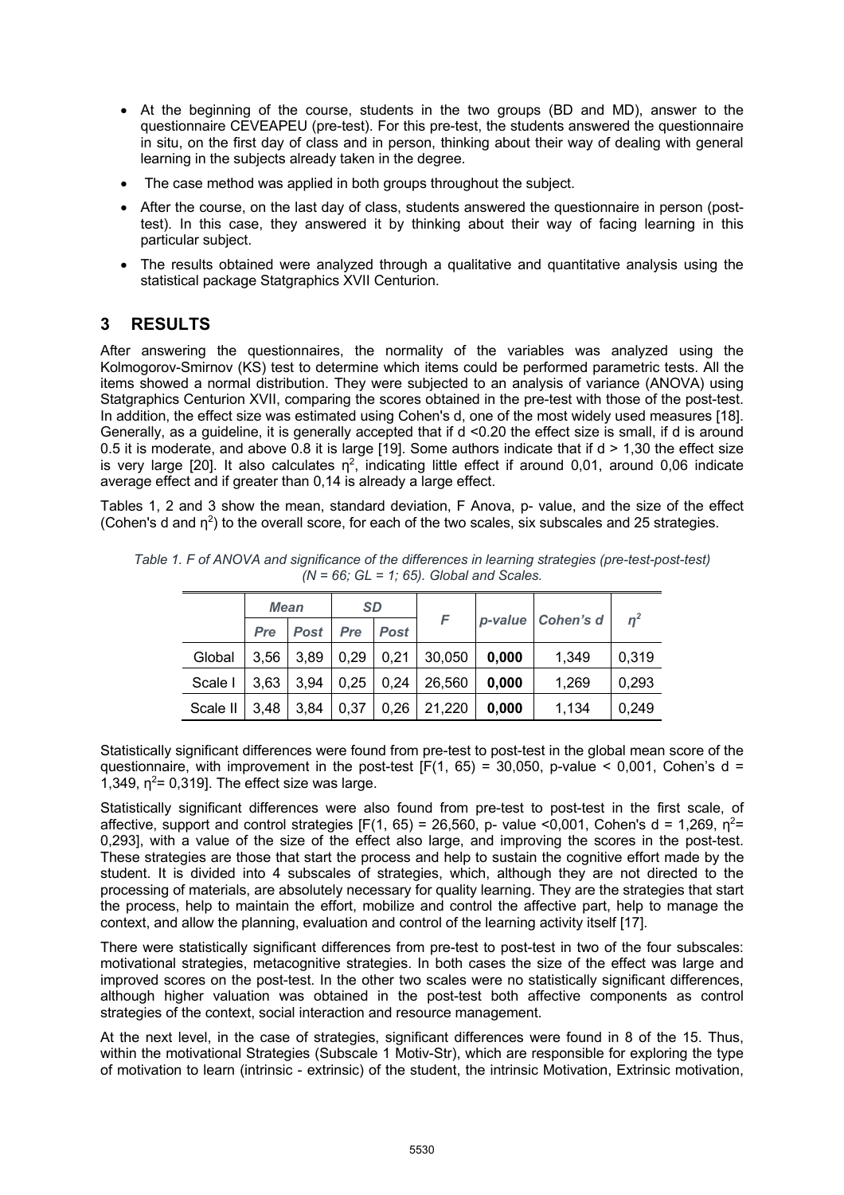- At the beginning of the course, students in the two groups (BD and MD), answer to the questionnaire CEVEAPEU (pre-test). For this pre-test, the students answered the questionnaire in situ, on the first day of class and in person, thinking about their way of dealing with general learning in the subjects already taken in the degree.
- The case method was applied in both groups throughout the subject.
- After the course, on the last day of class, students answered the questionnaire in person (post-test). In this case, they answered it by thinking about their way of facing learning in this particular subject.
- The results obtained were analyzed through a qualitative and quantitative analysis using the statistical package Statgraphics XVII Centurion.

# 3 RESULTS

After answering the questionnaires, the normality of the variables was analyzed using the Kolmogorov-Smirnov (KS) test to determine which items could be performed parametric tests. All the items showed a normal distribution. They were subjected to an analysis of variance (ANOVA) using Statgraphics Centurion XVII, comparing the scores obtained in the pre-test with those of the post-test. In addition, the effect size was estimated using Cohen's d, one of the most widely used measures [18]. Generally, as a guideline, it is generally accepted that if $d < 0.20$ the effect size is small, if d is around 0.5 it is moderate, and above 0.8 it is large [19]. Some authors indicate that if $d > 1{,}30$ the effect size is very large [20]. It also calculates $\eta^2$, indicating little effect if around 0,01, around 0,06 indicate average effect and if greater than 0,14 is already a large effect.

Tables 1, 2 and 3 show the mean, standard deviation, F Anova, p- value, and the size of the effect (Cohen's d and $\eta^2$) to the overall score, for each of the two scales, six subscales and 25 strategies.

*Table 1. F of ANOVA and significance of the differences in learning strategies (pre-test-post-test) (N = 66; GL = 1; 65). Global and Scales.*

| | *Mean* | | *SD* | | *F* | *p-value* | *Cohen's d* | $\eta^2$ |
|---|---|---|---|---|---|---|---|---|
| | *Pre* | *Post* | *Pre* | *Post* | | | | |
| Global | 3,56 | 3,89 | 0,29 | 0,21 | 30,050 | **0,000** | 1,349 | 0,319 |
| Scale I | 3,63 | 3,94 | 0,25 | 0,24 | 26,560 | **0,000** | 1,269 | 0,293 |
| Scale II | 3,48 | 3,84 | 0,37 | 0,26 | 21,220 | **0,000** | 1,134 | 0,249 |

Statistically significant differences were found from pre-test to post-test in the global mean score of the questionnaire, with improvement in the post-test [$F(1, 65) = 30{,}050$, p-value $< 0{,}001$, Cohen's $d = 1{,}349$, $\eta^2 = 0{,}319$]. The effect size was large.

Statistically significant differences were also found from pre-test to post-test in the first scale, of affective, support and control strategies [$F(1, 65) = 26{,}560$, p- value $<0{,}001$, Cohen's $d = 1{,}269$, $\eta^2 = 0{,}293$], with a value of the size of the effect also large, and improving the scores in the post-test. These strategies are those that start the process and help to sustain the cognitive effort made by the student. It is divided into 4 subscales of strategies, which, although they are not directed to the processing of materials, are absolutely necessary for quality learning. They are the strategies that start the process, help to maintain the effort, mobilize and control the affective part, help to manage the context, and allow the planning, evaluation and control of the learning activity itself [17].

There were statistically significant differences from pre-test to post-test in two of the four subscales: motivational strategies, metacognitive strategies. In both cases the size of the effect was large and improved scores on the post-test. In the other two scales were no statistically significant differences, although higher valuation was obtained in the post-test both affective components as control strategies of the context, social interaction and resource management.

At the next level, in the case of strategies, significant differences were found in 8 of the 15. Thus, within the motivational Strategies (Subscale 1 Motiv-Str), which are responsible for exploring the type of motivation to learn (intrinsic - extrinsic) of the student, the intrinsic Motivation, Extrinsic motivation,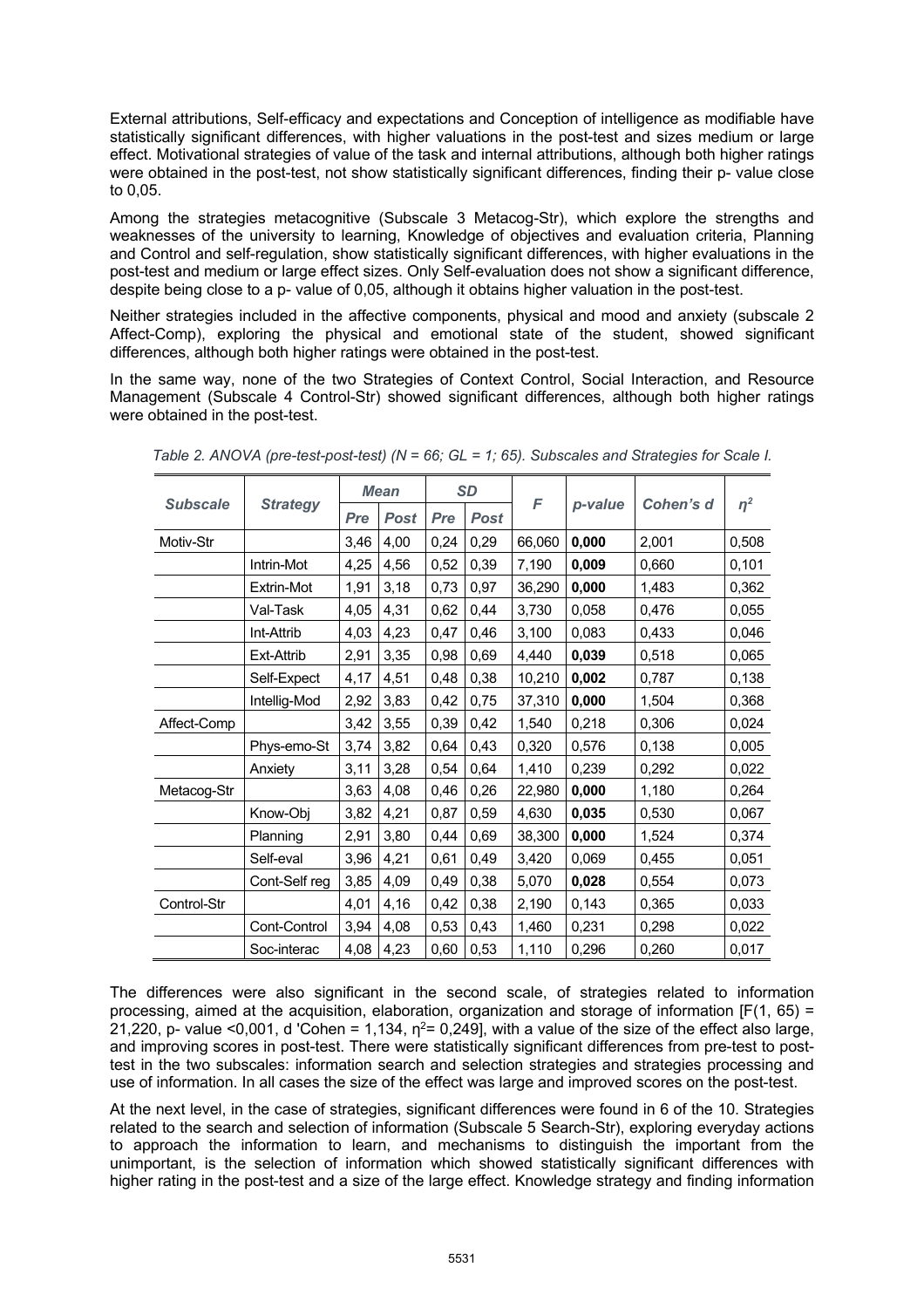External attributions, Self-efficacy and expectations and Conception of intelligence as modifiable have statistically significant differences, with higher valuations in the post-test and sizes medium or large effect. Motivational strategies of value of the task and internal attributions, although both higher ratings were obtained in the post-test, not show statistically significant differences, finding their p- value close to 0,05.

Among the strategies metacognitive (Subscale 3 Metacog-Str), which explore the strengths and weaknesses of the university to learning, Knowledge of objectives and evaluation criteria, Planning and Control and self-regulation, show statistically significant differences, with higher evaluations in the post-test and medium or large effect sizes. Only Self-evaluation does not show a significant difference, despite being close to a p- value of 0,05, although it obtains higher valuation in the post-test.

Neither strategies included in the affective components, physical and mood and anxiety (subscale 2 Affect-Comp), exploring the physical and emotional state of the student, showed significant differences, although both higher ratings were obtained in the post-test.

In the same way, none of the two Strategies of Context Control, Social Interaction, and Resource Management (Subscale 4 Control-Str) showed significant differences, although both higher ratings were obtained in the post-test.

*Table 2. ANOVA (pre-test-post-test) (N = 66; GL = 1; 65). Subscales and Strategies for Scale I.*

| Subscale | Strategy | Mean | | SD | | F | p-value | Cohen's d | $\eta^2$ |
|---|---|---|---|---|---|---|---|---|---|
| | | Pre | Post | Pre | Post | | | | |
| Motiv-Str | | 3,46 | 4,00 | 0,24 | 0,29 | 66,060 | **0,000** | 2,001 | 0,508 |
| | Intrin-Mot | 4,25 | 4,56 | 0,52 | 0,39 | 7,190 | **0,009** | 0,660 | 0,101 |
| | Extrin-Mot | 1,91 | 3,18 | 0,73 | 0,97 | 36,290 | **0,000** | 1,483 | 0,362 |
| | Val-Task | 4,05 | 4,31 | 0,62 | 0,44 | 3,730 | 0,058 | 0,476 | 0,055 |
| | Int-Attrib | 4,03 | 4,23 | 0,47 | 0,46 | 3,100 | 0,083 | 0,433 | 0,046 |
| | Ext-Attrib | 2,91 | 3,35 | 0,98 | 0,69 | 4,440 | **0,039** | 0,518 | 0,065 |
| | Self-Expect | 4,17 | 4,51 | 0,48 | 0,38 | 10,210 | **0,002** | 0,787 | 0,138 |
| | Intellig-Mod | 2,92 | 3,83 | 0,42 | 0,75 | 37,310 | **0,000** | 1,504 | 0,368 |
| Affect-Comp | | 3,42 | 3,55 | 0,39 | 0,42 | 1,540 | 0,218 | 0,306 | 0,024 |
| | Phys-emo-St | 3,74 | 3,82 | 0,64 | 0,43 | 0,320 | 0,576 | 0,138 | 0,005 |
| | Anxiety | 3,11 | 3,28 | 0,54 | 0,64 | 1,410 | 0,239 | 0,292 | 0,022 |
| Metacog-Str | | 3,63 | 4,08 | 0,46 | 0,26 | 22,980 | **0,000** | 1,180 | 0,264 |
| | Know-Obj | 3,82 | 4,21 | 0,87 | 0,59 | 4,630 | **0,035** | 0,530 | 0,067 |
| | Planning | 2,91 | 3,80 | 0,44 | 0,69 | 38,300 | **0,000** | 1,524 | 0,374 |
| | Self-eval | 3,96 | 4,21 | 0,61 | 0,49 | 3,420 | 0,069 | 0,455 | 0,051 |
| | Cont-Self reg | 3,85 | 4,09 | 0,49 | 0,38 | 5,070 | **0,028** | 0,554 | 0,073 |
| Control-Str | | 4,01 | 4,16 | 0,42 | 0,38 | 2,190 | 0,143 | 0,365 | 0,033 |
| | Cont-Control | 3,94 | 4,08 | 0,53 | 0,43 | 1,460 | 0,231 | 0,298 | 0,022 |
| | Soc-interac | 4,08 | 4,23 | 0,60 | 0,53 | 1,110 | 0,296 | 0,260 | 0,017 |

The differences were also significant in the second scale, of strategies related to information processing, aimed at the acquisition, elaboration, organization and storage of information [$F(1, 65)$ = 21,220, p- value <0,001, d 'Cohen = 1,134, $\eta^2$= 0,249], with a value of the size of the effect also large, and improving scores in post-test. There were statistically significant differences from pre-test to post-test in the two subscales: information search and selection strategies and strategies processing and use of information. In all cases the size of the effect was large and improved scores on the post-test.

At the next level, in the case of strategies, significant differences were found in 6 of the 10. Strategies related to the search and selection of information (Subscale 5 Search-Str), exploring everyday actions to approach the information to learn, and mechanisms to distinguish the important from the unimportant, is the selection of information which showed statistically significant differences with higher rating in the post-test and a size of the large effect. Knowledge strategy and finding information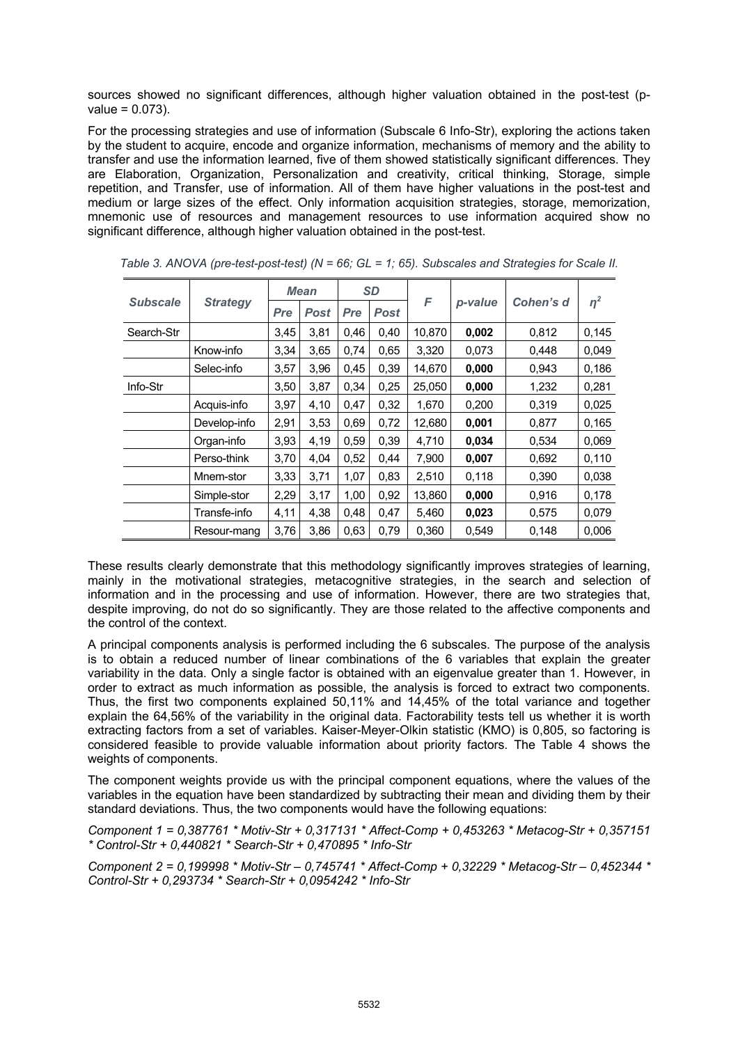sources showed no significant differences, although higher valuation obtained in the post-test (p-value = 0.073).

For the processing strategies and use of information (Subscale 6 Info-Str), exploring the actions taken by the student to acquire, encode and organize information, mechanisms of memory and the ability to transfer and use the information learned, five of them showed statistically significant differences. They are Elaboration, Organization, Personalization and creativity, critical thinking, Storage, simple repetition, and Transfer, use of information. All of them have higher valuations in the post-test and medium or large sizes of the effect. Only information acquisition strategies, storage, memorization, mnemonic use of resources and management resources to use information acquired show no significant difference, although higher valuation obtained in the post-test.

*Table 3. ANOVA (pre-test-post-test) (N = 66; GL = 1; 65). Subscales and Strategies for Scale II.*

| Subscale | Strategy | Mean | | SD | | F | p-value | Cohen's d | $\eta^2$ |
|---|---|---|---|---|---|---|---|---|---|
| | | Pre | Post | Pre | Post | | | | |
| Search-Str | | 3,45 | 3,81 | 0,46 | 0,40 | 10,870 | **0,002** | 0,812 | 0,145 |
| | Know-info | 3,34 | 3,65 | 0,74 | 0,65 | 3,320 | 0,073 | 0,448 | 0,049 |
| | Selec-info | 3,57 | 3,96 | 0,45 | 0,39 | 14,670 | **0,000** | 0,943 | 0,186 |
| Info-Str | | 3,50 | 3,87 | 0,34 | 0,25 | 25,050 | **0,000** | 1,232 | 0,281 |
| | Acquis-info | 3,97 | 4,10 | 0,47 | 0,32 | 1,670 | 0,200 | 0,319 | 0,025 |
| | Develop-info | 2,91 | 3,53 | 0,69 | 0,72 | 12,680 | **0,001** | 0,877 | 0,165 |
| | Organ-info | 3,93 | 4,19 | 0,59 | 0,39 | 4,710 | **0,034** | 0,534 | 0,069 |
| | Perso-think | 3,70 | 4,04 | 0,52 | 0,44 | 7,900 | **0,007** | 0,692 | 0,110 |
| | Mnem-stor | 3,33 | 3,71 | 1,07 | 0,83 | 2,510 | 0,118 | 0,390 | 0,038 |
| | Simple-stor | 2,29 | 3,17 | 1,00 | 0,92 | 13,860 | **0,000** | 0,916 | 0,178 |
| | Transfe-info | 4,11 | 4,38 | 0,48 | 0,47 | 5,460 | **0,023** | 0,575 | 0,079 |
| | Resour-mang | 3,76 | 3,86 | 0,63 | 0,79 | 0,360 | 0,549 | 0,148 | 0,006 |

These results clearly demonstrate that this methodology significantly improves strategies of learning, mainly in the motivational strategies, metacognitive strategies, in the search and selection of information and in the processing and use of information. However, there are two strategies that, despite improving, do not do so significantly. They are those related to the affective components and the control of the context.

A principal components analysis is performed including the 6 subscales. The purpose of the analysis is to obtain a reduced number of linear combinations of the 6 variables that explain the greater variability in the data. Only a single factor is obtained with an eigenvalue greater than 1. However, in order to extract as much information as possible, the analysis is forced to extract two components. Thus, the first two components explained 50,11% and 14,45% of the total variance and together explain the 64,56% of the variability in the original data. Factorability tests tell us whether it is worth extracting factors from a set of variables. Kaiser-Meyer-Olkin statistic (KMO) is 0,805, so factoring is considered feasible to provide valuable information about priority factors. The Table 4 shows the weights of components.

The component weights provide us with the principal component equations, where the values of the variables in the equation have been standardized by subtracting their mean and dividing them by their standard deviations. Thus, the two components would have the following equations:

*Component 1 = 0,387761 * Motiv-Str + 0,317131 * Affect-Comp + 0,453263 * Metacog-Str + 0,357151 * Control-Str + 0,440821 * Search-Str + 0,470895 * Info-Str*

*Component 2 = 0,199998 * Motiv-Str – 0,745741 * Affect-Comp + 0,32229 * Metacog-Str – 0,452344 * Control-Str + 0,293734 * Search-Str + 0,0954242 * Info-Str*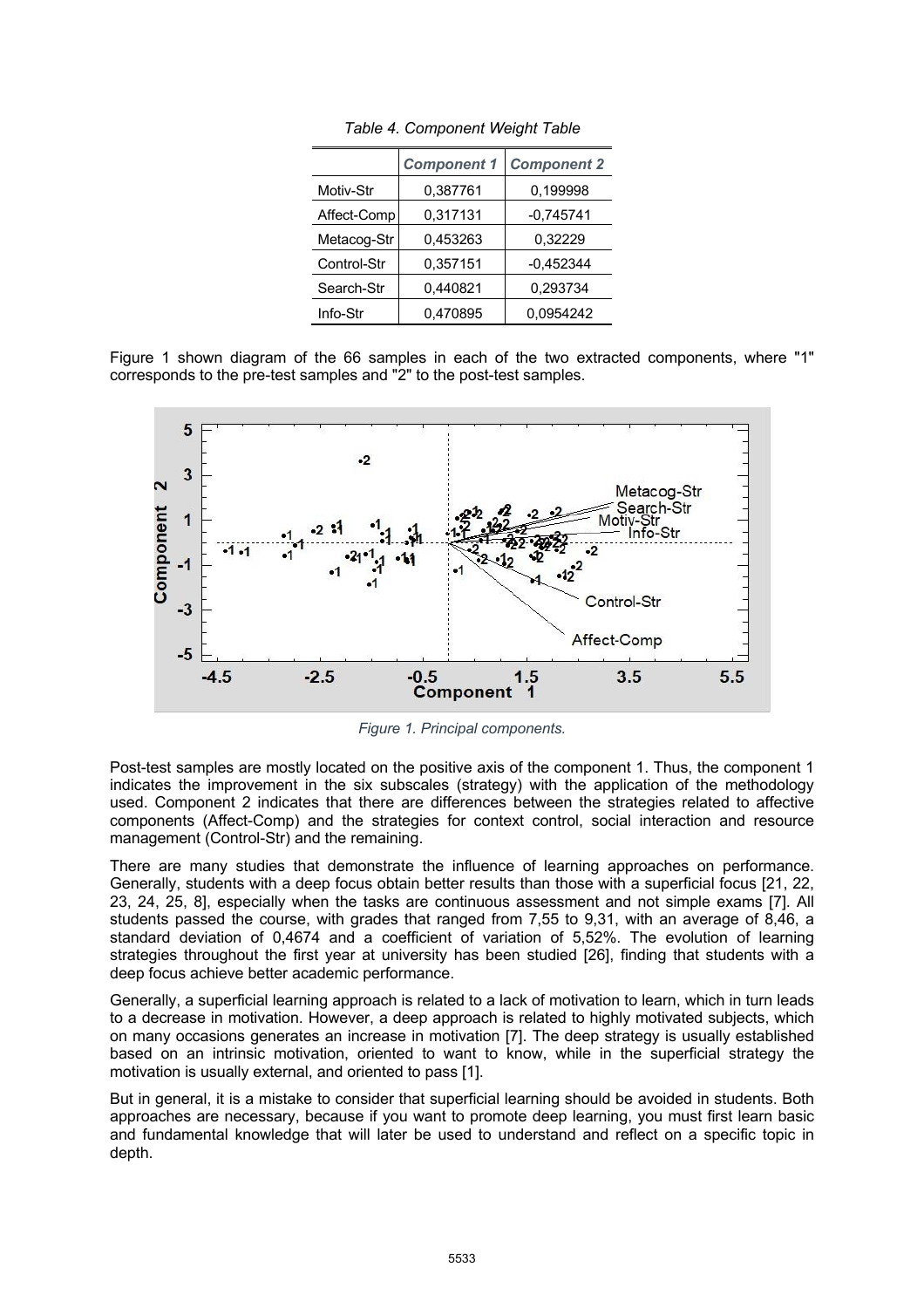*Table 4. Component Weight Table*

| | *Component 1* | *Component 2* |
|---|---|---|
| Motiv-Str | 0,387761 | 0,199998 |
| Affect-Comp | 0,317131 | -0,745741 |
| Metacog-Str | 0,453263 | 0,32229 |
| Control-Str | 0,357151 | -0,452344 |
| Search-Str | 0,440821 | 0,293734 |
| Info-Str | 0,470895 | 0,0954242 |

Figure 1 shown diagram of the 66 samples in each of the two extracted components, where "1" corresponds to the pre-test samples and "2" to the post-test samples.

*Figure 1. Principal components.*

Post-test samples are mostly located on the positive axis of the component 1. Thus, the component 1 indicates the improvement in the six subscales (strategy) with the application of the methodology used. Component 2 indicates that there are differences between the strategies related to affective components (Affect-Comp) and the strategies for context control, social interaction and resource management (Control-Str) and the remaining.

There are many studies that demonstrate the influence of learning approaches on performance. Generally, students with a deep focus obtain better results than those with a superficial focus [21, 22, 23, 24, 25, 8], especially when the tasks are continuous assessment and not simple exams [7]. All students passed the course, with grades that ranged from 7,55 to 9,31, with an average of 8,46, a standard deviation of 0,4674 and a coefficient of variation of 5,52%. The evolution of learning strategies throughout the first year at university has been studied [26], finding that students with a deep focus achieve better academic performance.

Generally, a superficial learning approach is related to a lack of motivation to learn, which in turn leads to a decrease in motivation. However, a deep approach is related to highly motivated subjects, which on many occasions generates an increase in motivation [7]. The deep strategy is usually established based on an intrinsic motivation, oriented to want to know, while in the superficial strategy the motivation is usually external, and oriented to pass [1].

But in general, it is a mistake to consider that superficial learning should be avoided in students. Both approaches are necessary, because if you want to promote deep learning, you must first learn basic and fundamental knowledge that will later be used to understand and reflect on a specific topic in depth.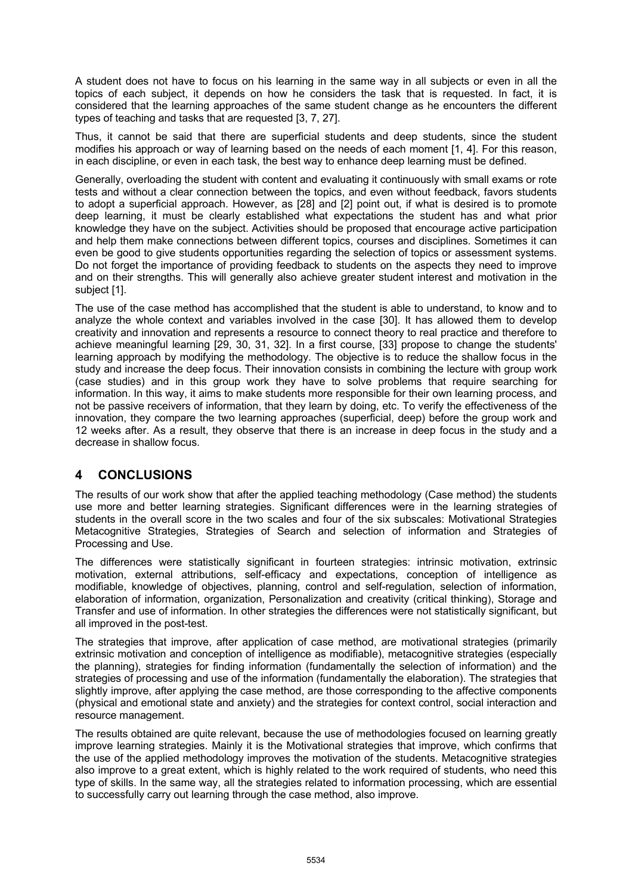A student does not have to focus on his learning in the same way in all subjects or even in all the topics of each subject, it depends on how he considers the task that is requested. In fact, it is considered that the learning approaches of the same student change as he encounters the different types of teaching and tasks that are requested [3, 7, 27].

Thus, it cannot be said that there are superficial students and deep students, since the student modifies his approach or way of learning based on the needs of each moment [1, 4]. For this reason, in each discipline, or even in each task, the best way to enhance deep learning must be defined.

Generally, overloading the student with content and evaluating it continuously with small exams or rote tests and without a clear connection between the topics, and even without feedback, favors students to adopt a superficial approach. However, as [28] and [2] point out, if what is desired is to promote deep learning, it must be clearly established what expectations the student has and what prior knowledge they have on the subject. Activities should be proposed that encourage active participation and help them make connections between different topics, courses and disciplines. Sometimes it can even be good to give students opportunities regarding the selection of topics or assessment systems. Do not forget the importance of providing feedback to students on the aspects they need to improve and on their strengths. This will generally also achieve greater student interest and motivation in the subject [1].

The use of the case method has accomplished that the student is able to understand, to know and to analyze the whole context and variables involved in the case [30]. It has allowed them to develop creativity and innovation and represents a resource to connect theory to real practice and therefore to achieve meaningful learning [29, 30, 31, 32]. In a first course, [33] propose to change the students' learning approach by modifying the methodology. The objective is to reduce the shallow focus in the study and increase the deep focus. Their innovation consists in combining the lecture with group work (case studies) and in this group work they have to solve problems that require searching for information. In this way, it aims to make students more responsible for their own learning process, and not be passive receivers of information, that they learn by doing, etc. To verify the effectiveness of the innovation, they compare the two learning approaches (superficial, deep) before the group work and 12 weeks after. As a result, they observe that there is an increase in deep focus in the study and a decrease in shallow focus.

## 4 CONCLUSIONS

The results of our work show that after the applied teaching methodology (Case method) the students use more and better learning strategies. Significant differences were in the learning strategies of students in the overall score in the two scales and four of the six subscales: Motivational Strategies Metacognitive Strategies, Strategies of Search and selection of information and Strategies of Processing and Use.

The differences were statistically significant in fourteen strategies: intrinsic motivation, extrinsic motivation, external attributions, self-efficacy and expectations, conception of intelligence as modifiable, knowledge of objectives, planning, control and self-regulation, selection of information, elaboration of information, organization, Personalization and creativity (critical thinking), Storage and Transfer and use of information. In other strategies the differences were not statistically significant, but all improved in the post-test.

The strategies that improve, after application of case method, are motivational strategies (primarily extrinsic motivation and conception of intelligence as modifiable), metacognitive strategies (especially the planning), strategies for finding information (fundamentally the selection of information) and the strategies of processing and use of the information (fundamentally the elaboration). The strategies that slightly improve, after applying the case method, are those corresponding to the affective components (physical and emotional state and anxiety) and the strategies for context control, social interaction and resource management.

The results obtained are quite relevant, because the use of methodologies focused on learning greatly improve learning strategies. Mainly it is the Motivational strategies that improve, which confirms that the use of the applied methodology improves the motivation of the students. Metacognitive strategies also improve to a great extent, which is highly related to the work required of students, who need this type of skills. In the same way, all the strategies related to information processing, which are essential to successfully carry out learning through the case method, also improve.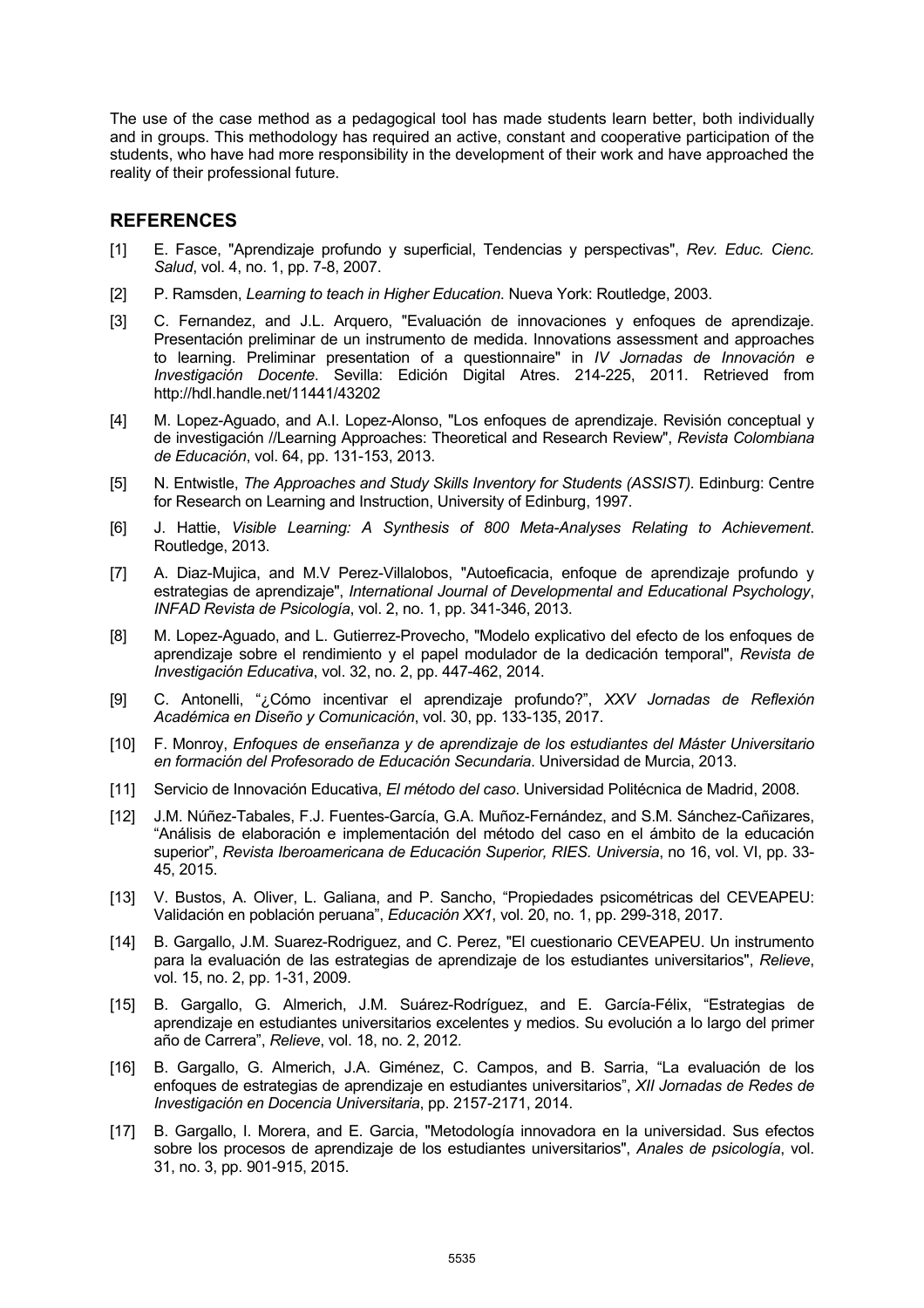The use of the case method as a pedagogical tool has made students learn better, both individually and in groups. This methodology has required an active, constant and cooperative participation of the students, who have had more responsibility in the development of their work and have approached the reality of their professional future.

## REFERENCES

[1] E. Fasce, "Aprendizaje profundo y superficial, Tendencias y perspectivas", *Rev. Educ. Cienc. Salud*, vol. 4, no. 1, pp. 7-8, 2007.

[2] P. Ramsden, *Learning to teach in Higher Education*. Nueva York: Routledge, 2003.

[3] C. Fernandez, and J.L. Arquero, "Evaluación de innovaciones y enfoques de aprendizaje. Presentación preliminar de un instrumento de medida. Innovations assessment and approaches to learning. Preliminar presentation of a questionnaire" in *IV Jornadas de Innovación e Investigación Docente*. Sevilla: Edición Digital Atres. 214-225, 2011. Retrieved from http://hdl.handle.net/11441/43202

[4] M. Lopez-Aguado, and A.I. Lopez-Alonso, "Los enfoques de aprendizaje. Revisión conceptual y de investigación //Learning Approaches: Theoretical and Research Review", *Revista Colombiana de Educación*, vol. 64, pp. 131-153, 2013.

[5] N. Entwistle, *The Approaches and Study Skills Inventory for Students (ASSIST).* Edinburg: Centre for Research on Learning and Instruction, University of Edinburg, 1997.

[6] J. Hattie, *Visible Learning: A Synthesis of 800 Meta-Analyses Relating to Achievement*. Routledge, 2013.

[7] A. Diaz-Mujica, and M.V Perez-Villalobos, "Autoeficacia, enfoque de aprendizaje profundo y estrategias de aprendizaje", *International Journal of Developmental and Educational Psychology*, *INFAD Revista de Psicología*, vol. 2, no. 1, pp. 341-346, 2013.

[8] M. Lopez-Aguado, and L. Gutierrez-Provecho, "Modelo explicativo del efecto de los enfoques de aprendizaje sobre el rendimiento y el papel modulador de la dedicación temporal", *Revista de Investigación Educativa*, vol. 32, no. 2, pp. 447-462, 2014.

[9] C. Antonelli, "¿Cómo incentivar el aprendizaje profundo?", *XXV Jornadas de Reflexión Académica en Diseño y Comunicación*, vol. 30, pp. 133-135, 2017.

[10] F. Monroy, *Enfoques de enseñanza y de aprendizaje de los estudiantes del Máster Universitario en formación del Profesorado de Educación Secundaria*. Universidad de Murcia, 2013.

[11] Servicio de Innovación Educativa, *El método del caso*. Universidad Politécnica de Madrid, 2008.

[12] J.M. Núñez-Tabales, F.J. Fuentes-García, G.A. Muñoz-Fernández, and S.M. Sánchez-Cañizares, "Análisis de elaboración e implementación del método del caso en el ámbito de la educación superior", *Revista Iberoamericana de Educación Superior, RIES. Universia*, no 16, vol. VI, pp. 33-45, 2015.

[13] V. Bustos, A. Oliver, L. Galiana, and P. Sancho, "Propiedades psicométricas del CEVEAPEU: Validación en población peruana", *Educación XX1*, vol. 20, no. 1, pp. 299-318, 2017.

[14] B. Gargallo, J.M. Suarez-Rodriguez, and C. Perez, "El cuestionario CEVEAPEU. Un instrumento para la evaluación de las estrategias de aprendizaje de los estudiantes universitarios", *Relieve*, vol. 15, no. 2, pp. 1-31, 2009.

[15] B. Gargallo, G. Almerich, J.M. Suárez-Rodríguez, and E. García-Félix, "Estrategias de aprendizaje en estudiantes universitarios excelentes y medios. Su evolución a lo largo del primer año de Carrera", *Relieve*, vol. 18, no. 2, 2012.

[16] B. Gargallo, G. Almerich, J.A. Giménez, C. Campos, and B. Sarria, "La evaluación de los enfoques de estrategias de aprendizaje en estudiantes universitarios", *XII Jornadas de Redes de Investigación en Docencia Universitaria*, pp. 2157-2171, 2014.

[17] B. Gargallo, I. Morera, and E. Garcia, "Metodología innovadora en la universidad. Sus efectos sobre los procesos de aprendizaje de los estudiantes universitarios", *Anales de psicología*, vol. 31, no. 3, pp. 901-915, 2015.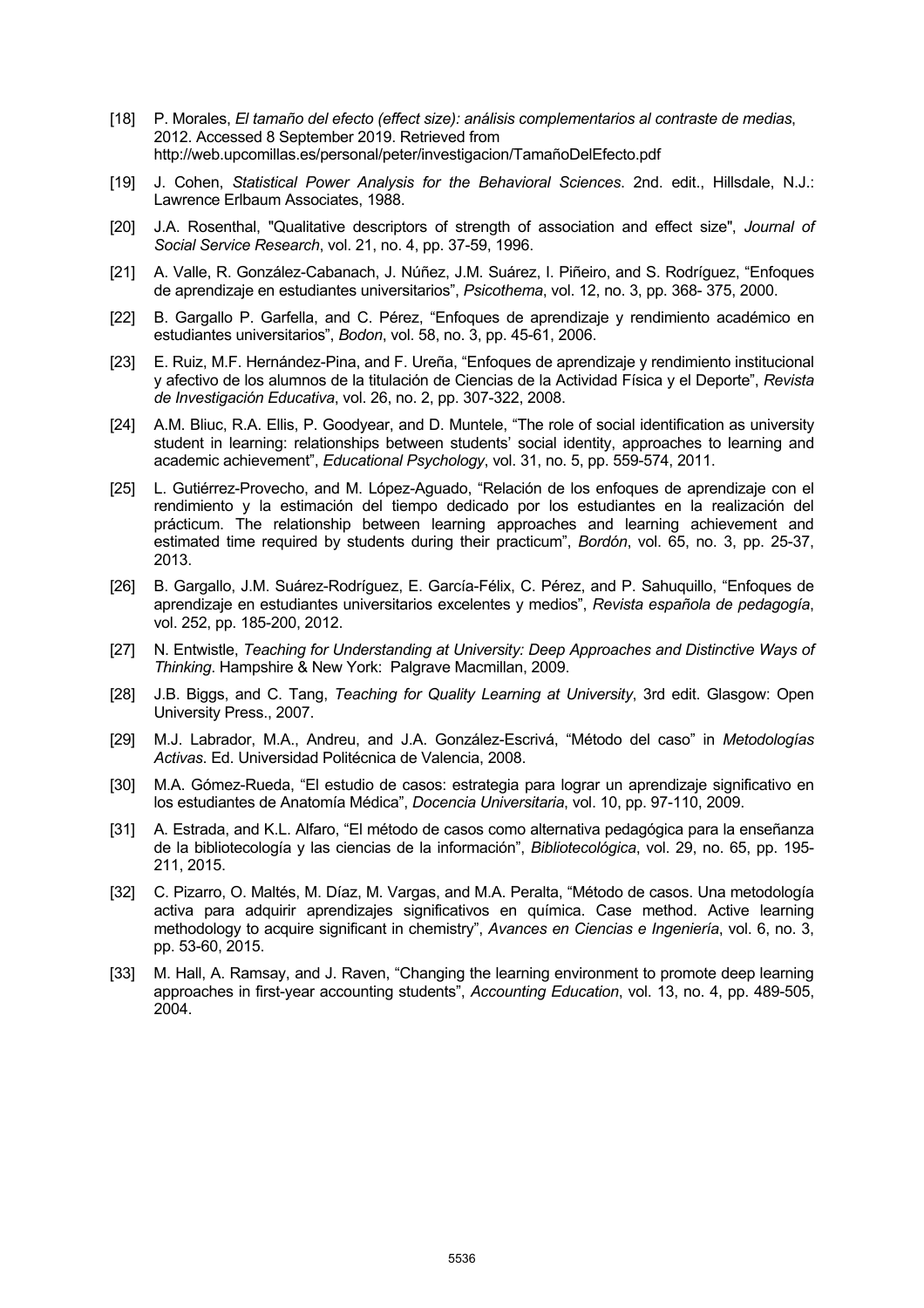[18] P. Morales, *El tamaño del efecto (effect size): análisis complementarios al contraste de medias*, 2012. Accessed 8 September 2019. Retrieved from http://web.upcomillas.es/personal/peter/investigacion/TamañoDelEfecto.pdf

[19] J. Cohen, *Statistical Power Analysis for the Behavioral Sciences*. 2nd. edit., Hillsdale, N.J.: Lawrence Erlbaum Associates, 1988.

[20] J.A. Rosenthal, "Qualitative descriptors of strength of association and effect size", *Journal of Social Service Research*, vol. 21, no. 4, pp. 37-59, 1996.

[21] A. Valle, R. González-Cabanach, J. Núñez, J.M. Suárez, I. Piñeiro, and S. Rodríguez, "Enfoques de aprendizaje en estudiantes universitarios", *Psicothema*, vol. 12, no. 3, pp. 368- 375, 2000.

[22] B. Gargallo P. Garfella, and C. Pérez, "Enfoques de aprendizaje y rendimiento académico en estudiantes universitarios", *Bodon*, vol. 58, no. 3, pp. 45-61, 2006.

[23] E. Ruiz, M.F. Hernández-Pina, and F. Ureña, "Enfoques de aprendizaje y rendimiento institucional y afectivo de los alumnos de la titulación de Ciencias de la Actividad Física y el Deporte", *Revista de Investigación Educativa*, vol. 26, no. 2, pp. 307-322, 2008.

[24] A.M. Bliuc, R.A. Ellis, P. Goodyear, and D. Muntele, "The role of social identification as university student in learning: relationships between students' social identity, approaches to learning and academic achievement", *Educational Psychology*, vol. 31, no. 5, pp. 559-574, 2011.

[25] L. Gutiérrez-Provecho, and M. López-Aguado, "Relación de los enfoques de aprendizaje con el rendimiento y la estimación del tiempo dedicado por los estudiantes en la realización del prácticum. The relationship between learning approaches and learning achievement and estimated time required by students during their practicum", *Bordón*, vol. 65, no. 3, pp. 25-37, 2013.

[26] B. Gargallo, J.M. Suárez-Rodríguez, E. García-Félix, C. Pérez, and P. Sahuquillo, "Enfoques de aprendizaje en estudiantes universitarios excelentes y medios", *Revista española de pedagogía*, vol. 252, pp. 185-200, 2012.

[27] N. Entwistle, *Teaching for Understanding at University: Deep Approaches and Distinctive Ways of Thinking*. Hampshire & New York: Palgrave Macmillan, 2009.

[28] J.B. Biggs, and C. Tang, *Teaching for Quality Learning at University*, 3rd edit. Glasgow: Open University Press., 2007.

[29] M.J. Labrador, M.A., Andreu, and J.A. González-Escrivá, "Método del caso" in *Metodologías Activas*. Ed. Universidad Politécnica de Valencia, 2008.

[30] M.A. Gómez-Rueda, "El estudio de casos: estrategia para lograr un aprendizaje significativo en los estudiantes de Anatomía Médica", *Docencia Universitaria*, vol. 10, pp. 97-110, 2009.

[31] A. Estrada, and K.L. Alfaro, "El método de casos como alternativa pedagógica para la enseñanza de la bibliotecología y las ciencias de la información", *Bibliotecológica*, vol. 29, no. 65, pp. 195-211, 2015.

[32] C. Pizarro, O. Maltés, M. Díaz, M. Vargas, and M.A. Peralta, "Método de casos. Una metodología activa para adquirir aprendizajes significativos en química. Case method. Active learning methodology to acquire significant in chemistry", *Avances en Ciencias e Ingeniería*, vol. 6, no. 3, pp. 53-60, 2015.

[33] M. Hall, A. Ramsay, and J. Raven, "Changing the learning environment to promote deep learning approaches in first-year accounting students", *Accounting Education*, vol. 13, no. 4, pp. 489-505, 2004.